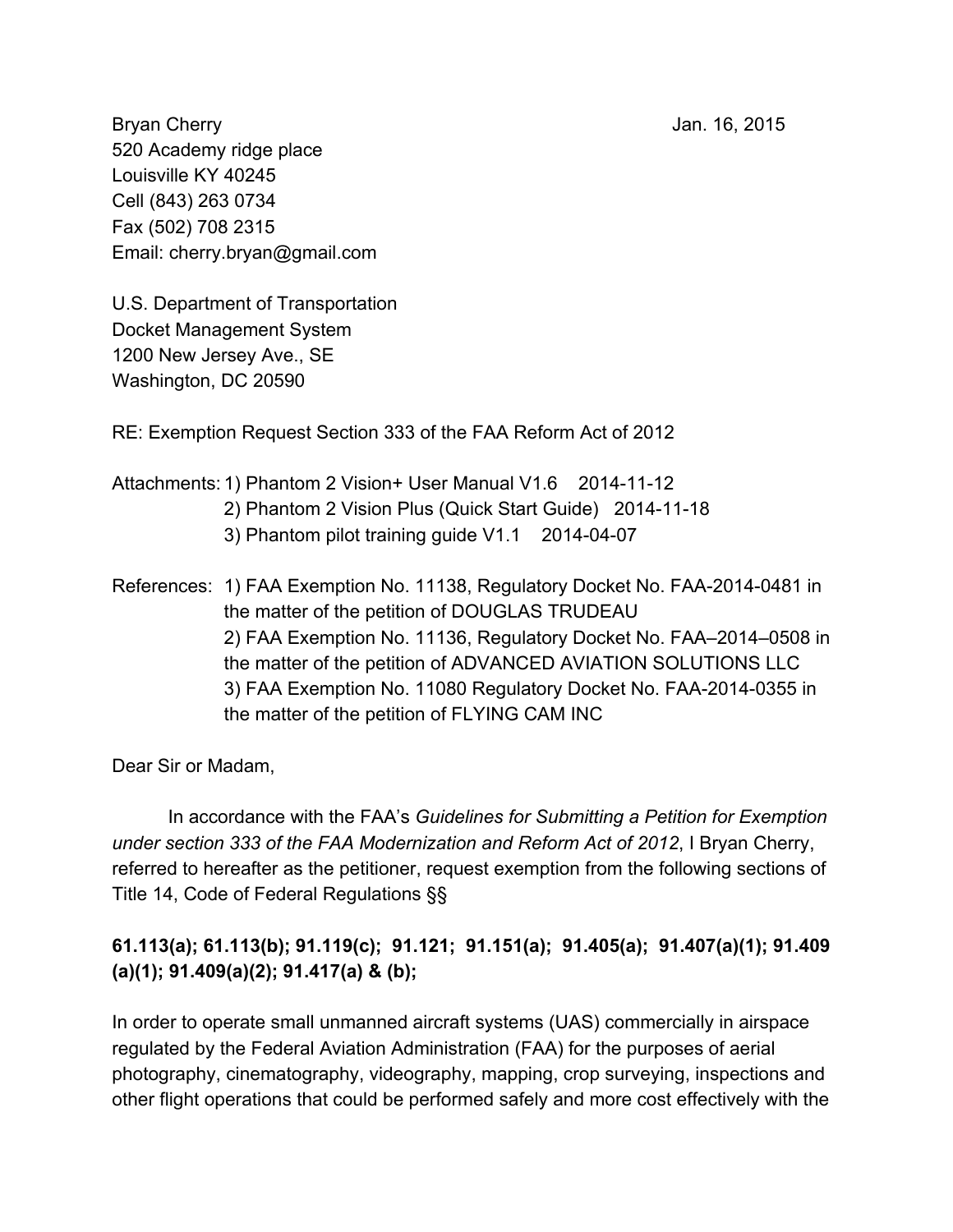Bryan Cherry  
520 Academy ridge place  
Louisville KY 40245  
Cell (843) 263 0734  
Fax (502) 708 2315  
Email: cherry.bryan@gmail.com

Jan. 16, 2015

U.S. Department of Transportation  
Docket Management System  
1200 New Jersey Ave., SE  
Washington, DC 20590

RE: Exemption Request Section 333 of the FAA Reform Act of 2012

Attachments:
1) Phantom 2 Vision+ User Manual V1.6 2014-11-12
2) Phantom 2 Vision Plus (Quick Start Guide) 2014-11-18
3) Phantom pilot training guide V1.1 2014-04-07

References:
1) FAA Exemption No. 11138, Regulatory Docket No. FAA-2014-0481 in the matter of the petition of DOUGLAS TRUDEAU
2) FAA Exemption No. 11136, Regulatory Docket No. FAA–2014–0508 in the matter of the petition of ADVANCED AVIATION SOLUTIONS LLC
3) FAA Exemption No. 11080 Regulatory Docket No. FAA-2014-0355 in the matter of the petition of FLYING CAM INC

Dear Sir or Madam,

In accordance with the FAA's *Guidelines for Submitting a Petition for Exemption under section 333 of the FAA Modernization and Reform Act of 2012*, I Bryan Cherry, referred to hereafter as the petitioner, request exemption from the following sections of Title 14, Code of Federal Regulations §§

**61.113(a); 61.113(b); 91.119(c); 91.121; 91.151(a); 91.405(a); 91.407(a)(1); 91.409 (a)(1); 91.409(a)(2); 91.417(a) & (b);**

In order to operate small unmanned aircraft systems (UAS) commercially in airspace regulated by the Federal Aviation Administration (FAA) for the purposes of aerial photography, cinematography, videography, mapping, crop surveying, inspections and other flight operations that could be performed safely and more cost effectively with the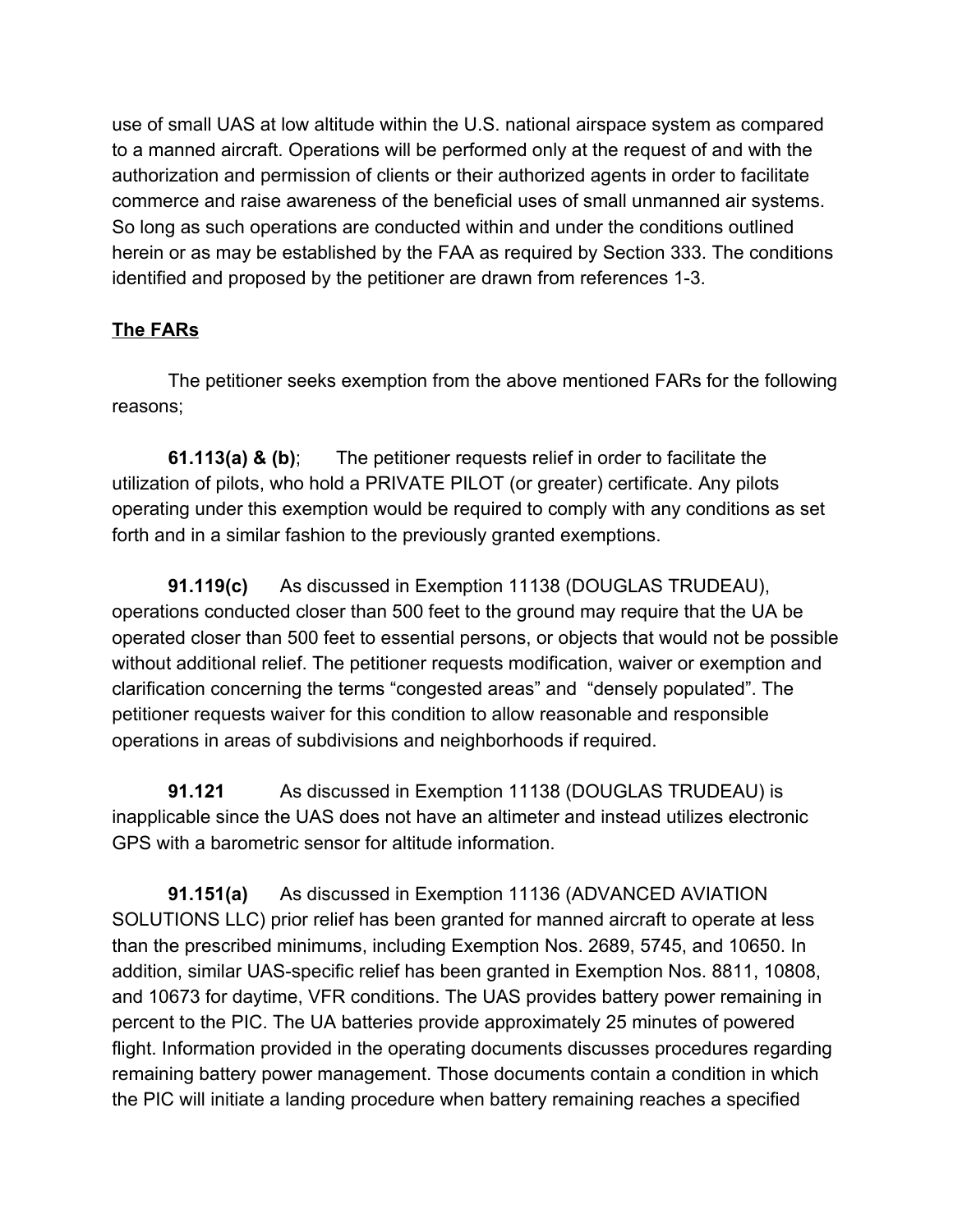use of small UAS at low altitude within the U.S. national airspace system as compared to a manned aircraft. Operations will be performed only at the request of and with the authorization and permission of clients or their authorized agents in order to facilitate commerce and raise awareness of the beneficial uses of small unmanned air systems. So long as such operations are conducted within and under the conditions outlined herein or as may be established by the FAA as required by Section 333. The conditions identified and proposed by the petitioner are drawn from references 1-3.

## The FARs

The petitioner seeks exemption from the above mentioned FARs for the following reasons;

**61.113(a) & (b)**; The petitioner requests relief in order to facilitate the utilization of pilots, who hold a PRIVATE PILOT (or greater) certificate. Any pilots operating under this exemption would be required to comply with any conditions as set forth and in a similar fashion to the previously granted exemptions.

**91.119(c)** As discussed in Exemption 11138 (DOUGLAS TRUDEAU), operations conducted closer than 500 feet to the ground may require that the UA be operated closer than 500 feet to essential persons, or objects that would not be possible without additional relief. The petitioner requests modification, waiver or exemption and clarification concerning the terms "congested areas" and "densely populated". The petitioner requests waiver for this condition to allow reasonable and responsible operations in areas of subdivisions and neighborhoods if required.

**91.121** As discussed in Exemption 11138 (DOUGLAS TRUDEAU) is inapplicable since the UAS does not have an altimeter and instead utilizes electronic GPS with a barometric sensor for altitude information.

**91.151(a)** As discussed in Exemption 11136 (ADVANCED AVIATION SOLUTIONS LLC) prior relief has been granted for manned aircraft to operate at less than the prescribed minimums, including Exemption Nos. 2689, 5745, and 10650. In addition, similar UAS-specific relief has been granted in Exemption Nos. 8811, 10808, and 10673 for daytime, VFR conditions. The UAS provides battery power remaining in percent to the PIC. The UA batteries provide approximately 25 minutes of powered flight. Information provided in the operating documents discusses procedures regarding remaining battery power management. Those documents contain a condition in which the PIC will initiate a landing procedure when battery remaining reaches a specified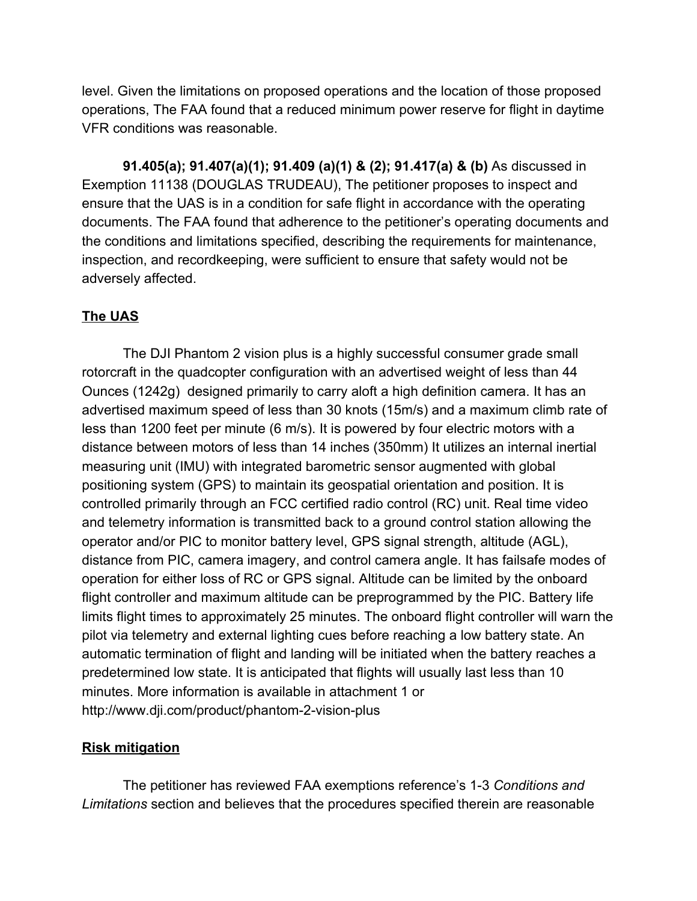level. Given the limitations on proposed operations and the location of those proposed operations, The FAA found that a reduced minimum power reserve for flight in daytime VFR conditions was reasonable.

**91.405(a); 91.407(a)(1); 91.409 (a)(1) & (2); 91.417(a) & (b)** As discussed in Exemption 11138 (DOUGLAS TRUDEAU), The petitioner proposes to inspect and ensure that the UAS is in a condition for safe flight in accordance with the operating documents. The FAA found that adherence to the petitioner's operating documents and the conditions and limitations specified, describing the requirements for maintenance, inspection, and recordkeeping, were sufficient to ensure that safety would not be adversely affected.

## The UAS

The DJI Phantom 2 vision plus is a highly successful consumer grade small rotorcraft in the quadcopter configuration with an advertised weight of less than 44 Ounces (1242g) designed primarily to carry aloft a high definition camera. It has an advertised maximum speed of less than 30 knots (15m/s) and a maximum climb rate of less than 1200 feet per minute (6 m/s). It is powered by four electric motors with a distance between motors of less than 14 inches (350mm) It utilizes an internal inertial measuring unit (IMU) with integrated barometric sensor augmented with global positioning system (GPS) to maintain its geospatial orientation and position. It is controlled primarily through an FCC certified radio control (RC) unit. Real time video and telemetry information is transmitted back to a ground control station allowing the operator and/or PIC to monitor battery level, GPS signal strength, altitude (AGL), distance from PIC, camera imagery, and control camera angle. It has failsafe modes of operation for either loss of RC or GPS signal. Altitude can be limited by the onboard flight controller and maximum altitude can be preprogrammed by the PIC. Battery life limits flight times to approximately 25 minutes. The onboard flight controller will warn the pilot via telemetry and external lighting cues before reaching a low battery state. An automatic termination of flight and landing will be initiated when the battery reaches a predetermined low state. It is anticipated that flights will usually last less than 10 minutes. More information is available in attachment 1 or http://www.dji.com/product/phantom-2-vision-plus

## Risk mitigation

The petitioner has reviewed FAA exemptions reference's 1-3 *Conditions and Limitations* section and believes that the procedures specified therein are reasonable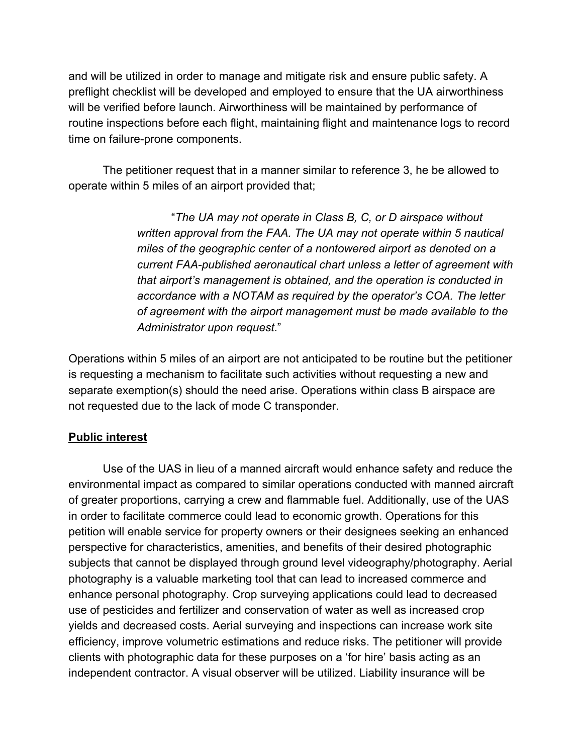and will be utilized in order to manage and mitigate risk and ensure public safety. A preflight checklist will be developed and employed to ensure that the UA airworthiness will be verified before launch. Airworthiness will be maintained by performance of routine inspections before each flight, maintaining flight and maintenance logs to record time on failure-prone components.

The petitioner request that in a manner similar to reference 3, he be allowed to operate within 5 miles of an airport provided that;

> "*The UA may not operate in Class B, C, or D airspace without written approval from the FAA. The UA may not operate within 5 nautical miles of the geographic center of a nontowered airport as denoted on a current FAA-published aeronautical chart unless a letter of agreement with that airport's management is obtained, and the operation is conducted in accordance with a NOTAM as required by the operator's COA. The letter of agreement with the airport management must be made available to the Administrator upon request*."

Operations within 5 miles of an airport are not anticipated to be routine but the petitioner is requesting a mechanism to facilitate such activities without requesting a new and separate exemption(s) should the need arise. Operations within class B airspace are not requested due to the lack of mode C transponder.

**Public interest**

Use of the UAS in lieu of a manned aircraft would enhance safety and reduce the environmental impact as compared to similar operations conducted with manned aircraft of greater proportions, carrying a crew and flammable fuel. Additionally, use of the UAS in order to facilitate commerce could lead to economic growth. Operations for this petition will enable service for property owners or their designees seeking an enhanced perspective for characteristics, amenities, and benefits of their desired photographic subjects that cannot be displayed through ground level videography/photography. Aerial photography is a valuable marketing tool that can lead to increased commerce and enhance personal photography. Crop surveying applications could lead to decreased use of pesticides and fertilizer and conservation of water as well as increased crop yields and decreased costs. Aerial surveying and inspections can increase work site efficiency, improve volumetric estimations and reduce risks. The petitioner will provide clients with photographic data for these purposes on a 'for hire' basis acting as an independent contractor. A visual observer will be utilized. Liability insurance will be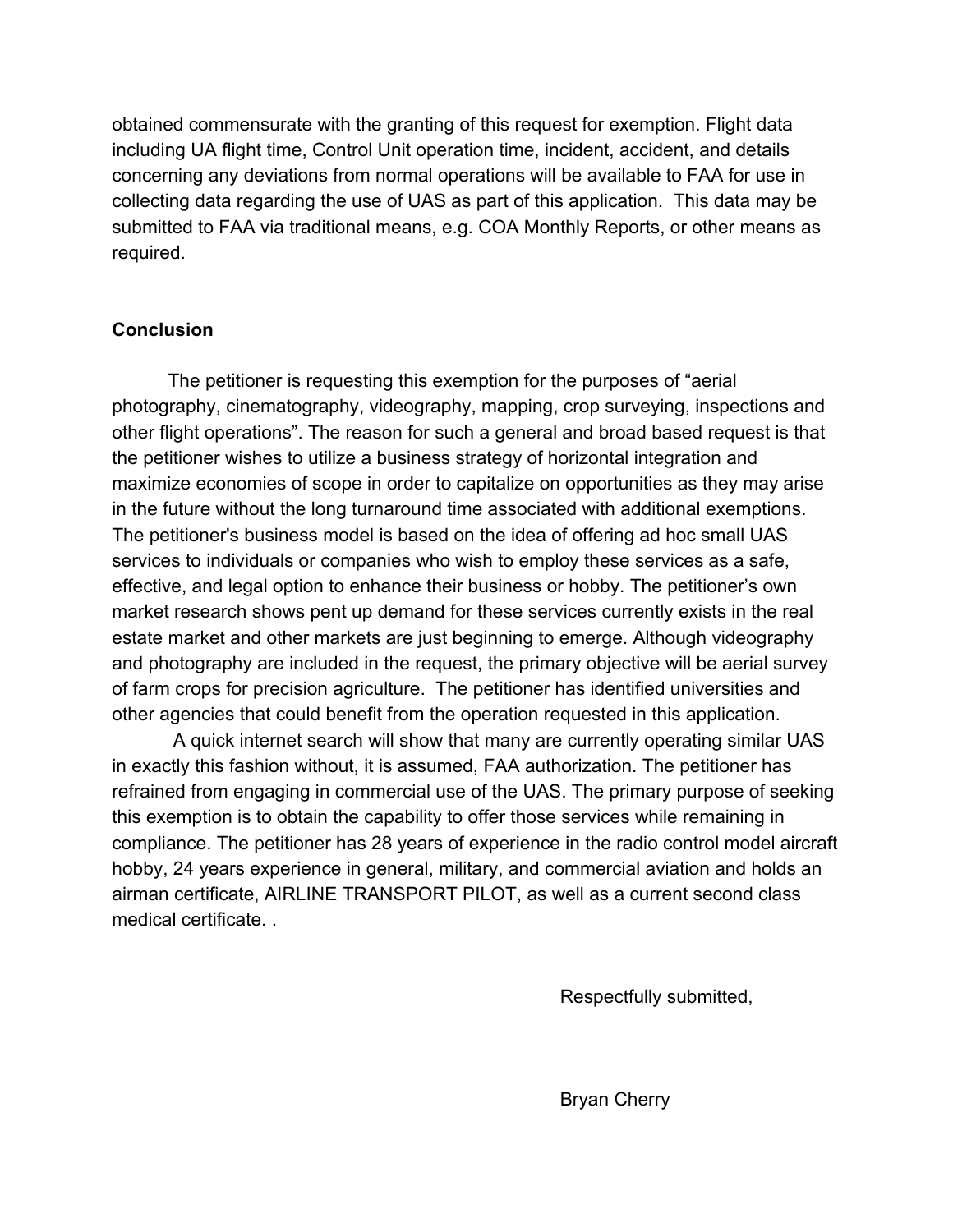obtained commensurate with the granting of this request for exemption. Flight data including UA flight time, Control Unit operation time, incident, accident, and details concerning any deviations from normal operations will be available to FAA for use in collecting data regarding the use of UAS as part of this application.  This data may be submitted to FAA via traditional means, e.g. COA Monthly Reports, or other means as required.

## **Conclusion**

The petitioner is requesting this exemption for the purposes of "aerial photography, cinematography, videography, mapping, crop surveying, inspections and other flight operations". The reason for such a general and broad based request is that the petitioner wishes to utilize a business strategy of horizontal integration and maximize economies of scope in order to capitalize on opportunities as they may arise in the future without the long turnaround time associated with additional exemptions. The petitioner's business model is based on the idea of offering ad hoc small UAS services to individuals or companies who wish to employ these services as a safe, effective, and legal option to enhance their business or hobby. The petitioner's own market research shows pent up demand for these services currently exists in the real estate market and other markets are just beginning to emerge. Although videography and photography are included in the request, the primary objective will be aerial survey of farm crops for precision agriculture.  The petitioner has identified universities and other agencies that could benefit from the operation requested in this application.

A quick internet search will show that many are currently operating similar UAS in exactly this fashion without, it is assumed, FAA authorization. The petitioner has refrained from engaging in commercial use of the UAS. The primary purpose of seeking this exemption is to obtain the capability to offer those services while remaining in compliance. The petitioner has 28 years of experience in the radio control model aircraft hobby, 24 years experience in general, military, and commercial aviation and holds an airman certificate, AIRLINE TRANSPORT PILOT, as well as a current second class medical certificate. .

Respectfully submitted,

Bryan Cherry